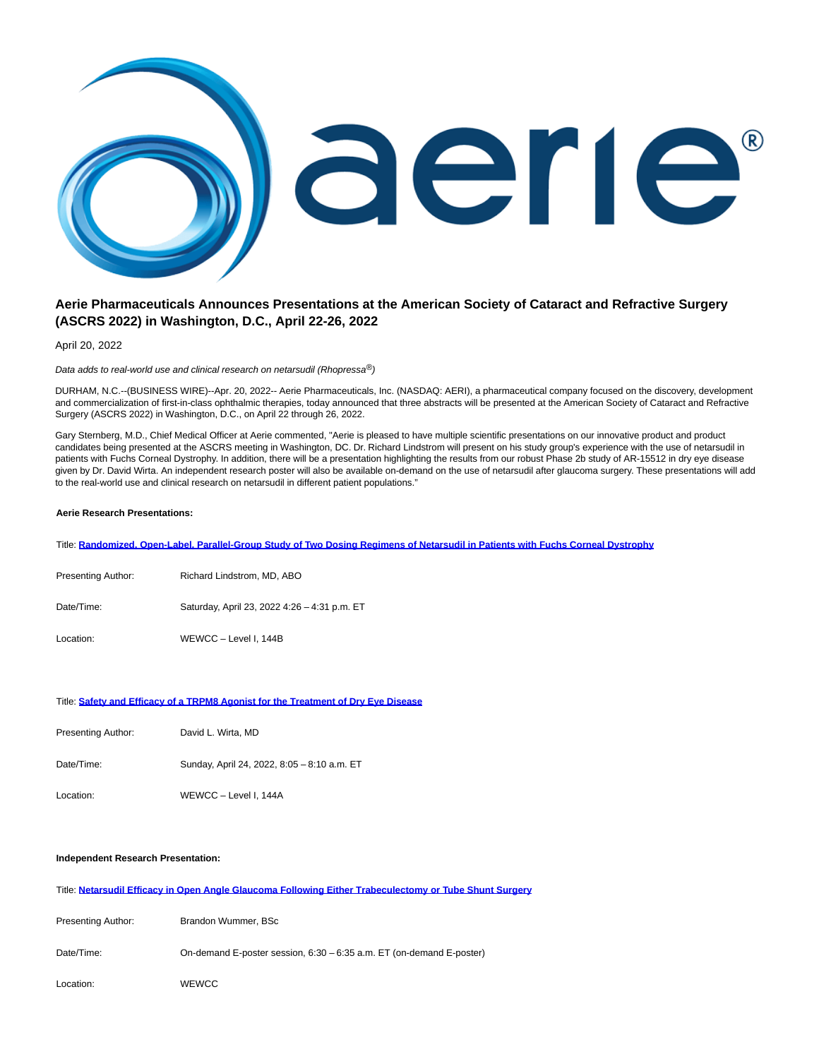# Aerie Pharmaceuticals Announces Presentations at the American Society of Cataract and Refractive Surgery (ASCRS 2022) in Washington, D.C., April 22-26, 2022

April 20, 2022

*Data adds to real-world use and clinical research on netarsudil (Rhopressa®)*

DURHAM, N.C.--(BUSINESS WIRE)--Apr. 20, 2022-- Aerie Pharmaceuticals, Inc. (NASDAQ: AERI), a pharmaceutical company focused on the discovery, development and commercialization of first-in-class ophthalmic therapies, today announced that three abstracts will be presented at the American Society of Cataract and Refractive Surgery (ASCRS 2022) in Washington, D.C., on April 22 through 26, 2022.

Gary Sternberg, M.D., Chief Medical Officer at Aerie commented, "Aerie is pleased to have multiple scientific presentations on our innovative product and product candidates being presented at the ASCRS meeting in Washington, DC. Dr. Richard Lindstrom will present on his study group's experience with the use of netarsudil in patients with Fuchs Corneal Dystrophy. In addition, there will be a presentation highlighting the results from our robust Phase 2b study of AR-15512 in dry eye disease given by Dr. David Wirta. An independent research poster will also be available on-demand on the use of netarsudil after glaucoma surgery. These presentations will add to the real-world use and clinical research on netarsudil in different patient populations."

**Aerie Research Presentations:**

Title: **Randomized, Open-Label, Parallel-Group Study of Two Dosing Regimens of Netarsudil in Patients with Fuchs Corneal Dystrophy**

| | |
|---|---|
| Presenting Author: | Richard Lindstrom, MD, ABO |
| Date/Time: | Saturday, April 23, 2022 4:26 – 4:31 p.m. ET |
| Location: | WEWCC – Level I, 144B |

Title: **Safety and Efficacy of a TRPM8 Agonist for the Treatment of Dry Eye Disease**

| | |
|---|---|
| Presenting Author: | David L. Wirta, MD |
| Date/Time: | Sunday, April 24, 2022, 8:05 – 8:10 a.m. ET |
| Location: | WEWCC – Level I, 144A |

**Independent Research Presentation:**

Title: **Netarsudil Efficacy in Open Angle Glaucoma Following Either Trabeculectomy or Tube Shunt Surgery**

| | |
|---|---|
| Presenting Author: | Brandon Wummer, BSc |
| Date/Time: | On-demand E-poster session, 6:30 – 6:35 a.m. ET (on-demand E-poster) |
| Location: | WEWCC |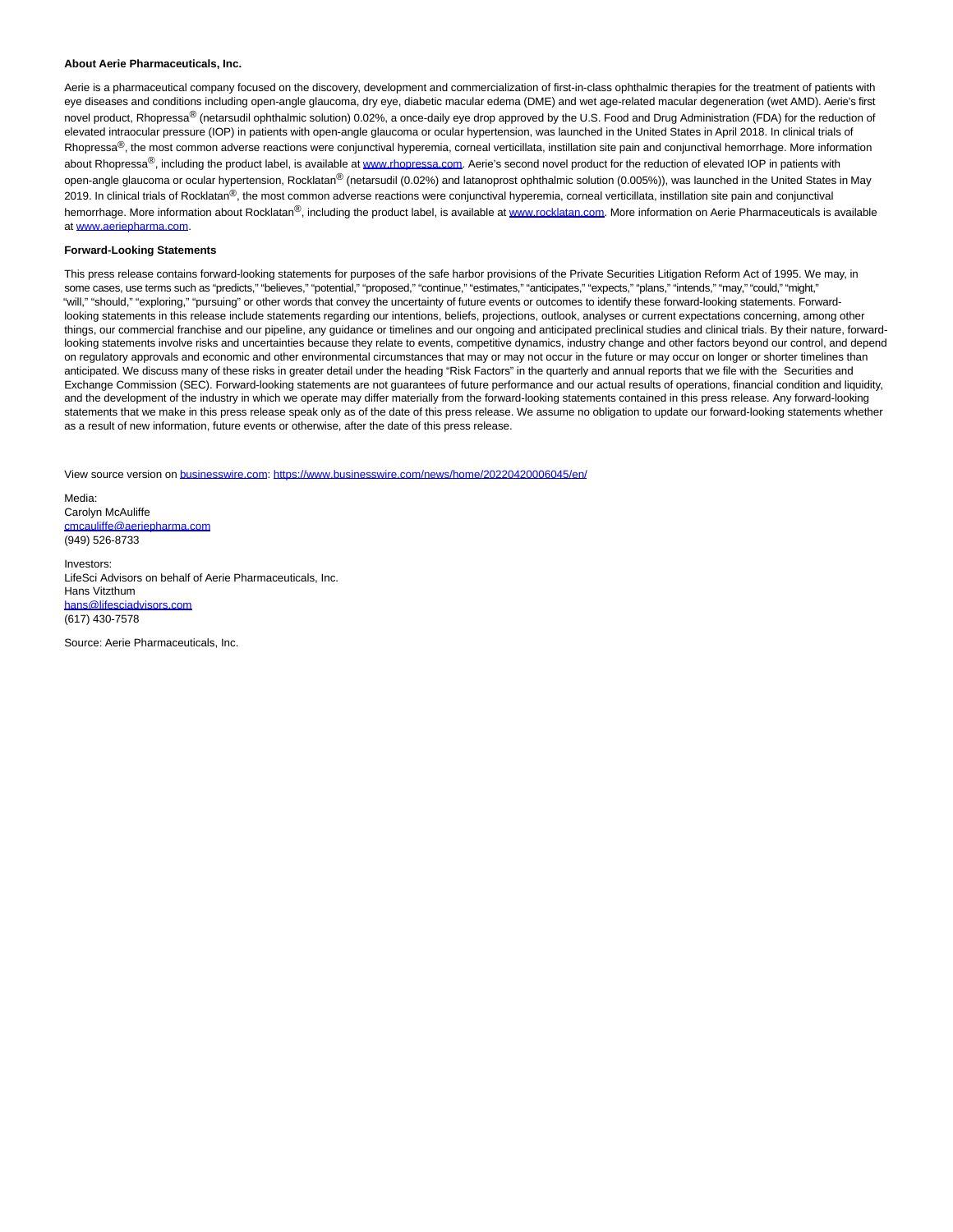**About Aerie Pharmaceuticals, Inc.**

Aerie is a pharmaceutical company focused on the discovery, development and commercialization of first-in-class ophthalmic therapies for the treatment of patients with eye diseases and conditions including open-angle glaucoma, dry eye, diabetic macular edema (DME) and wet age-related macular degeneration (wet AMD). Aerie's first novel product, Rhopressa® (netarsudil ophthalmic solution) 0.02%, a once-daily eye drop approved by the U.S. Food and Drug Administration (FDA) for the reduction of elevated intraocular pressure (IOP) in patients with open-angle glaucoma or ocular hypertension, was launched in the United States in April 2018. In clinical trials of Rhopressa®, the most common adverse reactions were conjunctival hyperemia, corneal verticillata, instillation site pain and conjunctival hemorrhage. More information about Rhopressa®, including the product label, is available at [www.rhopressa.com](www.rhopressa.com). Aerie's second novel product for the reduction of elevated IOP in patients with open-angle glaucoma or ocular hypertension, Rocklatan® (netarsudil (0.02%) and latanoprost ophthalmic solution (0.005%)), was launched in the United States in May 2019. In clinical trials of Rocklatan®, the most common adverse reactions were conjunctival hyperemia, corneal verticillata, instillation site pain and conjunctival hemorrhage. More information about Rocklatan®, including the product label, is available at [www.rocklatan.com](www.rocklatan.com). More information on Aerie Pharmaceuticals is available at [www.aeriepharma.com](www.aeriepharma.com).

**Forward-Looking Statements**

This press release contains forward-looking statements for purposes of the safe harbor provisions of the Private Securities Litigation Reform Act of 1995. We may, in some cases, use terms such as "predicts," "believes," "potential," "proposed," "continue," "estimates," "anticipates," "expects," "plans," "intends," "may," "could," "might," "will," "should," "exploring," "pursuing" or other words that convey the uncertainty of future events or outcomes to identify these forward-looking statements. Forward-looking statements in this release include statements regarding our intentions, beliefs, projections, outlook, analyses or current expectations concerning, among other things, our commercial franchise and our pipeline, any guidance or timelines and our ongoing and anticipated preclinical studies and clinical trials. By their nature, forward-looking statements involve risks and uncertainties because they relate to events, competitive dynamics, industry change and other factors beyond our control, and depend on regulatory approvals and economic and other environmental circumstances that may or may not occur in the future or may occur on longer or shorter timelines than anticipated. We discuss many of these risks in greater detail under the heading "Risk Factors" in the quarterly and annual reports that we file with the Securities and Exchange Commission (SEC). Forward-looking statements are not guarantees of future performance and our actual results of operations, financial condition and liquidity, and the development of the industry in which we operate may differ materially from the forward-looking statements contained in this press release. Any forward-looking statements that we make in this press release speak only as of the date of this press release. We assume no obligation to update our forward-looking statements whether as a result of new information, future events or otherwise, after the date of this press release.

View source version on [businesswire.com](businesswire.com): [https://www.businesswire.com/news/home/20220420006045/en/](https://www.businesswire.com/news/home/20220420006045/en/)

Media:
Carolyn McAuliffe
[cmcauliffe@aeriepharma.com](mailto:cmcauliffe@aeriepharma.com)
(949) 526-8733

Investors:
LifeSci Advisors on behalf of Aerie Pharmaceuticals, Inc.
Hans Vitzthum
[hans@lifesciadvisors.com](mailto:hans@lifesciadvisors.com)
(617) 430-7578

Source: Aerie Pharmaceuticals, Inc.